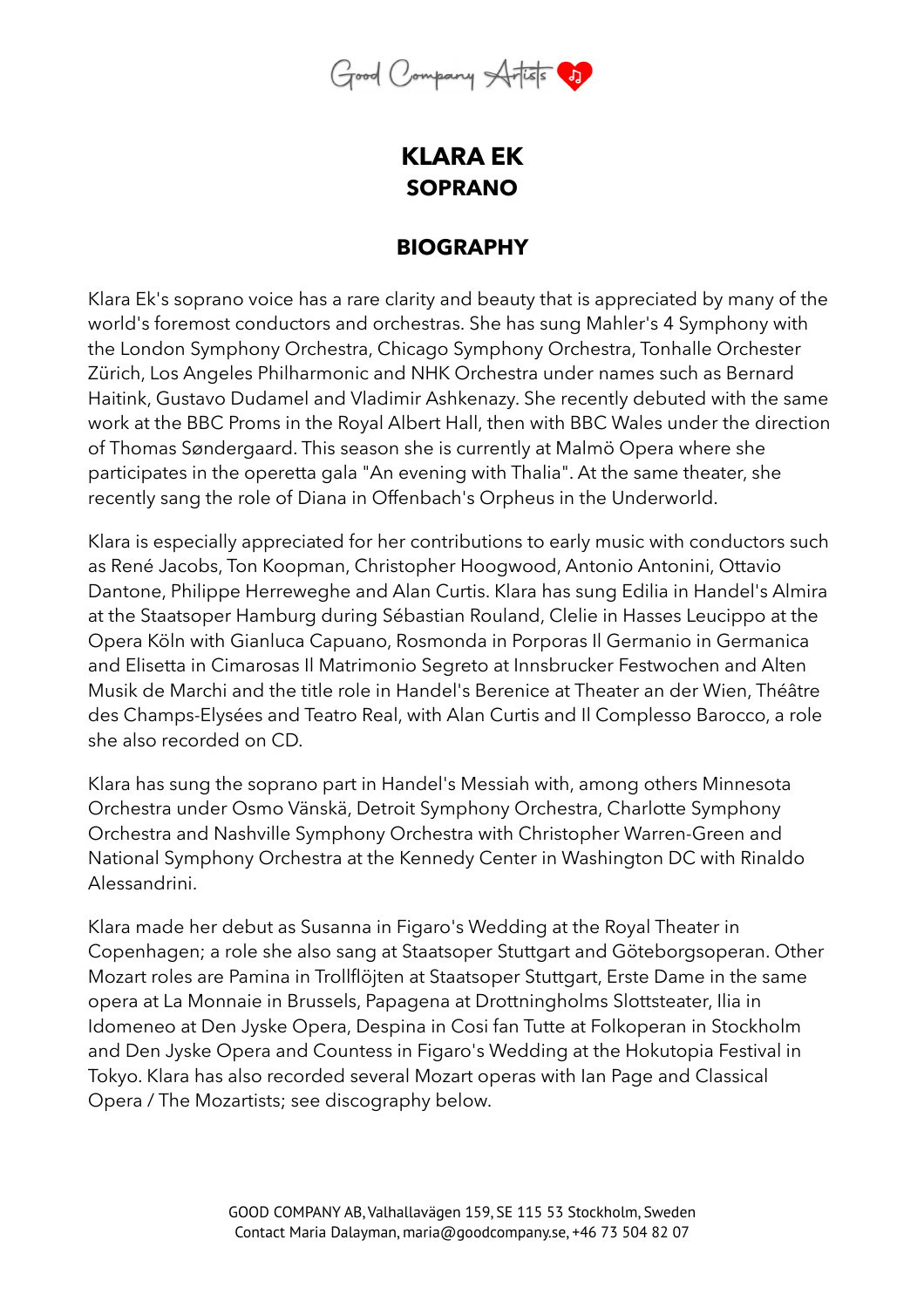# KLARA EK
## SOPRANO

## BIOGRAPHY

Klara Ek's soprano voice has a rare clarity and beauty that is appreciated by many of the world's foremost conductors and orchestras. She has sung Mahler's 4 Symphony with the London Symphony Orchestra, Chicago Symphony Orchestra, Tonhalle Orchester Zürich, Los Angeles Philharmonic and NHK Orchestra under names such as Bernard Haitink, Gustavo Dudamel and Vladimir Ashkenazy. She recently debuted with the same work at the BBC Proms in the Royal Albert Hall, then with BBC Wales under the direction of Thomas Søndergaard. This season she is currently at Malmö Opera where she participates in the operetta gala "An evening with Thalia". At the same theater, she recently sang the role of Diana in Offenbach's Orpheus in the Underworld.

Klara is especially appreciated for her contributions to early music with conductors such as René Jacobs, Ton Koopman, Christopher Hoogwood, Antonio Antonini, Ottavio Dantone, Philippe Herreweghe and Alan Curtis. Klara has sung Edilia in Handel's Almira at the Staatsoper Hamburg during Sébastian Rouland, Clelie in Hasses Leucippo at the Opera Köln with Gianluca Capuano, Rosmonda in Porporas Il Germanio in Germanica and Elisetta in Cimarosas Il Matrimonio Segreto at Innsbrucker Festwochen and Alten Musik de Marchi and the title role in Handel's Berenice at Theater an der Wien, Théâtre des Champs-Elysées and Teatro Real, with Alan Curtis and Il Complesso Barocco, a role she also recorded on CD.

Klara has sung the soprano part in Handel's Messiah with, among others Minnesota Orchestra under Osmo Vänskä, Detroit Symphony Orchestra, Charlotte Symphony Orchestra and Nashville Symphony Orchestra with Christopher Warren-Green and National Symphony Orchestra at the Kennedy Center in Washington DC with Rinaldo Alessandrini.

Klara made her debut as Susanna in Figaro's Wedding at the Royal Theater in Copenhagen; a role she also sang at Staatsoper Stuttgart and Göteborgsoperan. Other Mozart roles are Pamina in Trollflöjten at Staatsoper Stuttgart, Erste Dame in the same opera at La Monnaie in Brussels, Papagena at Drottningholms Slottsteater, Ilia in Idomeneo at Den Jyske Opera, Despina in Cosi fan Tutte at Folkoperan in Stockholm and Den Jyske Opera and Countess in Figaro's Wedding at the Hokutopia Festival in Tokyo. Klara has also recorded several Mozart operas with Ian Page and Classical Opera / The Mozartists; see discography below.

GOOD COMPANY AB, Valhallavägen 159, SE 115 53 Stockholm, Sweden
Contact Maria Dalayman, maria@goodcompany.se, +46 73 504 82 07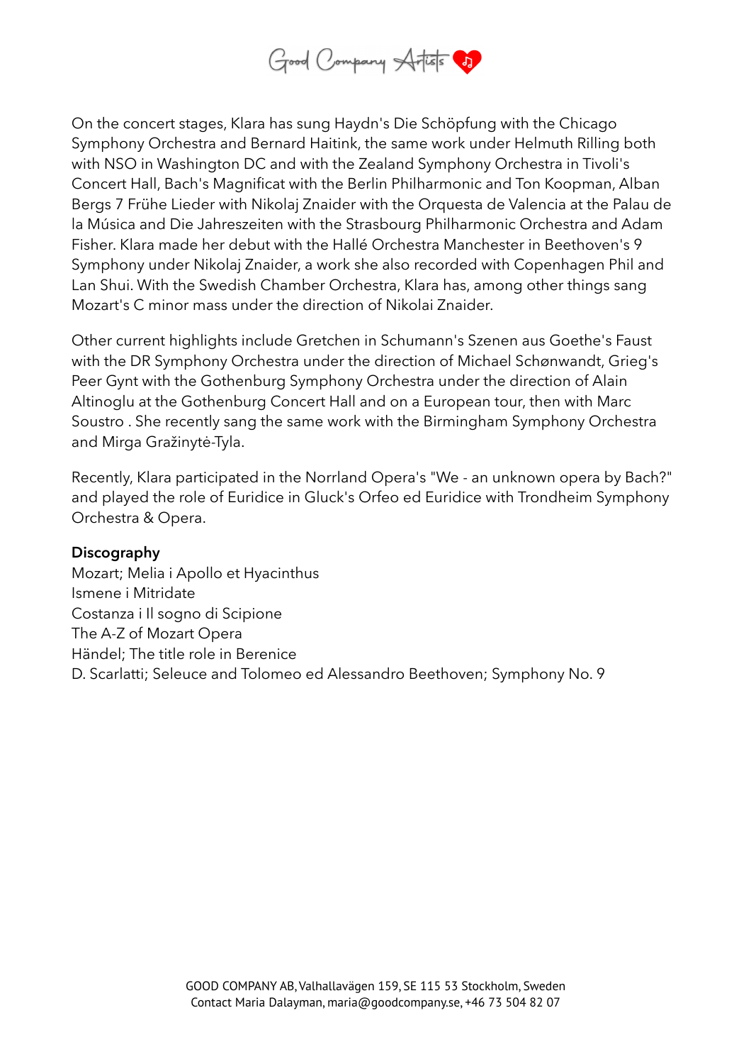On the concert stages, Klara has sung Haydn's Die Schöpfung with the Chicago Symphony Orchestra and Bernard Haitink, the same work under Helmuth Rilling both with NSO in Washington DC and with the Zealand Symphony Orchestra in Tivoli's Concert Hall, Bach's Magnificat with the Berlin Philharmonic and Ton Koopman, Alban Bergs 7 Frühe Lieder with Nikolaj Znaider with the Orquesta de Valencia at the Palau de la Música and Die Jahreszeiten with the Strasbourg Philharmonic Orchestra and Adam Fisher. Klara made her debut with the Hallé Orchestra Manchester in Beethoven's 9 Symphony under Nikolaj Znaider, a work she also recorded with Copenhagen Phil and Lan Shui. With the Swedish Chamber Orchestra, Klara has, among other things sang Mozart's C minor mass under the direction of Nikolai Znaider.

Other current highlights include Gretchen in Schumann's Szenen aus Goethe's Faust with the DR Symphony Orchestra under the direction of Michael Schønwandt, Grieg's Peer Gynt with the Gothenburg Symphony Orchestra under the direction of Alain Altinoglu at the Gothenburg Concert Hall and on a European tour, then with Marc Soustro . She recently sang the same work with the Birmingham Symphony Orchestra and Mirga Gražinytė-Tyla.

Recently, Klara participated in the Norrland Opera's "We - an unknown opera by Bach?" and played the role of Euridice in Gluck's Orfeo ed Euridice with Trondheim Symphony Orchestra & Opera.

**Discography**

Mozart; Melia i Apollo et Hyacinthus
Ismene i Mitridate
Costanza i Il sogno di Scipione
The A-Z of Mozart Opera
Händel; The title role in Berenice
D. Scarlatti; Seleuce and Tolomeo ed Alessandro Beethoven; Symphony No. 9